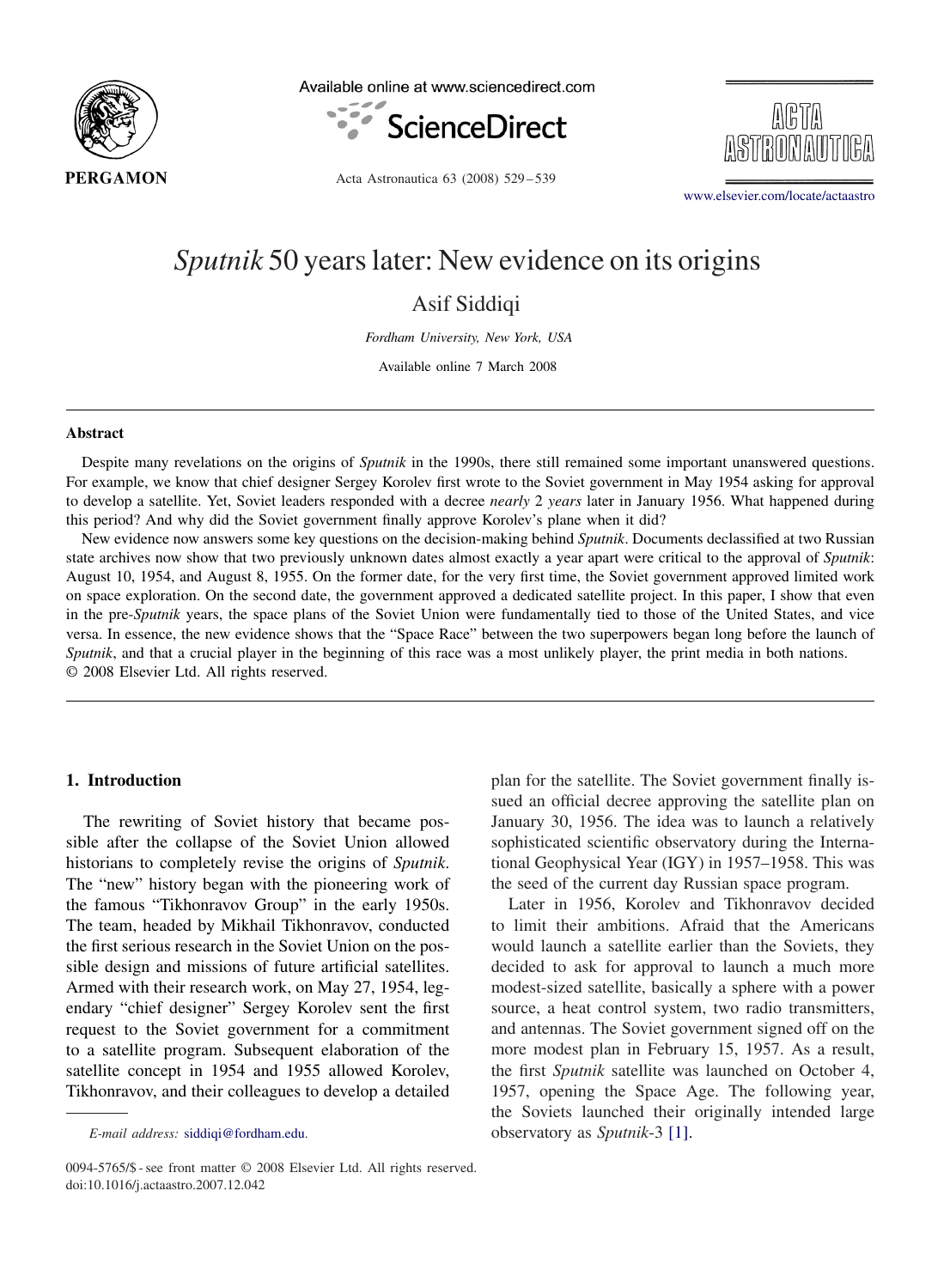# *Sputnik* 50 years later: New evidence on its origins

Asif Siddiqi

*Fordham University, New York, USA*

Available online 7 March 2008

## Abstract

Despite many revelations on the origins of *Sputnik* in the 1990s, there still remained some important unanswered questions. For example, we know that chief designer Sergey Korolev first wrote to the Soviet government in May 1954 asking for approval to develop a satellite. Yet, Soviet leaders responded with a decree *nearly* 2 *years* later in January 1956. What happened during this period? And why did the Soviet government finally approve Korolev's plane when it did?

New evidence now answers some key questions on the decision-making behind *Sputnik*. Documents declassified at two Russian state archives now show that two previously unknown dates almost exactly a year apart were critical to the approval of *Sputnik*: August 10, 1954, and August 8, 1955. On the former date, for the very first time, the Soviet government approved limited work on space exploration. On the second date, the government approved a dedicated satellite project. In this paper, I show that even in the pre-*Sputnik* years, the space plans of the Soviet Union were fundamentally tied to those of the United States, and vice versa. In essence, the new evidence shows that the "Space Race" between the two superpowers began long before the launch of *Sputnik*, and that a crucial player in the beginning of this race was a most unlikely player, the print media in both nations.
© 2008 Elsevier Ltd. All rights reserved.

## 1. Introduction

The rewriting of Soviet history that became possible after the collapse of the Soviet Union allowed historians to completely revise the origins of *Sputnik*. The "new" history began with the pioneering work of the famous "Tikhonravov Group" in the early 1950s. The team, headed by Mikhail Tikhonravov, conducted the first serious research in the Soviet Union on the possible design and missions of future artificial satellites. Armed with their research work, on May 27, 1954, legendary "chief designer" Sergey Korolev sent the first request to the Soviet government for a commitment to a satellite program. Subsequent elaboration of the satellite concept in 1954 and 1955 allowed Korolev, Tikhonravov, and their colleagues to develop a detailed plan for the satellite. The Soviet government finally issued an official decree approving the satellite plan on January 30, 1956. The idea was to launch a relatively sophisticated scientific observatory during the International Geophysical Year (IGY) in 1957–1958. This was the seed of the current day Russian space program.

Later in 1956, Korolev and Tikhonravov decided to limit their ambitions. Afraid that the Americans would launch a satellite earlier than the Soviets, they decided to ask for approval to launch a much more modest-sized satellite, basically a sphere with a power source, a heat control system, two radio transmitters, and antennas. The Soviet government signed off on the more modest plan in February 15, 1957. As a result, the first *Sputnik* satellite was launched on October 4, 1957, opening the Space Age. The following year, the Soviets launched their originally intended large observatory as *Sputnik*-3 [1].

*E-mail address:* siddiqi@fordham.edu.

0094-5765/$ - see front matter © 2008 Elsevier Ltd. All rights reserved.
doi:10.1016/j.actaastro.2007.12.042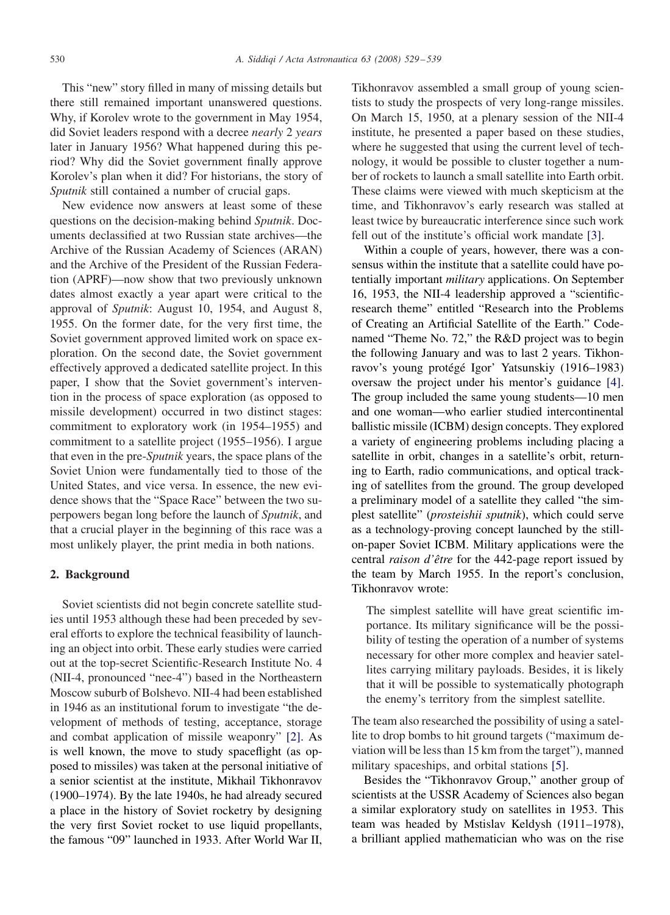This "new" story filled in many of missing details but there still remained important unanswered questions. Why, if Korolev wrote to the government in May 1954, did Soviet leaders respond with a decree *nearly* 2 *years* later in January 1956? What happened during this period? Why did the Soviet government finally approve Korolev's plan when it did? For historians, the story of *Sputnik* still contained a number of crucial gaps.

New evidence now answers at least some of these questions on the decision-making behind *Sputnik*. Documents declassified at two Russian state archives—the Archive of the Russian Academy of Sciences (ARAN) and the Archive of the President of the Russian Federation (APRF)—now show that two previously unknown dates almost exactly a year apart were critical to the approval of *Sputnik*: August 10, 1954, and August 8, 1955. On the former date, for the very first time, the Soviet government approved limited work on space exploration. On the second date, the Soviet government effectively approved a dedicated satellite project. In this paper, I show that the Soviet government's intervention in the process of space exploration (as opposed to missile development) occurred in two distinct stages: commitment to exploratory work (in 1954–1955) and commitment to a satellite project (1955–1956). I argue that even in the pre-*Sputnik* years, the space plans of the Soviet Union were fundamentally tied to those of the United States, and vice versa. In essence, the new evidence shows that the "Space Race" between the two superpowers began long before the launch of *Sputnik*, and that a crucial player in the beginning of this race was a most unlikely player, the print media in both nations.

## 2. Background

Soviet scientists did not begin concrete satellite studies until 1953 although these had been preceded by several efforts to explore the technical feasibility of launching an object into orbit. These early studies were carried out at the top-secret Scientific-Research Institute No. 4 (NII-4, pronounced "nee-4") based in the Northeastern Moscow suburb of Bolshevo. NII-4 had been established in 1946 as an institutional forum to investigate "the development of methods of testing, acceptance, storage and combat application of missile weaponry" [2]. As is well known, the move to study spaceflight (as opposed to missiles) was taken at the personal initiative of a senior scientist at the institute, Mikhail Tikhonravov (1900–1974). By the late 1940s, he had already secured a place in the history of Soviet rocketry by designing the very first Soviet rocket to use liquid propellants, the famous "09" launched in 1933. After World War II, Tikhonravov assembled a small group of young scientists to study the prospects of very long-range missiles. On March 15, 1950, at a plenary session of the NII-4 institute, he presented a paper based on these studies, where he suggested that using the current level of technology, it would be possible to cluster together a number of rockets to launch a small satellite into Earth orbit. These claims were viewed with much skepticism at the time, and Tikhonravov's early research was stalled at least twice by bureaucratic interference since such work fell out of the institute's official work mandate [3].

Within a couple of years, however, there was a consensus within the institute that a satellite could have potentially important *military* applications. On September 16, 1953, the NII-4 leadership approved a "scientific-research theme" entitled "Research into the Problems of Creating an Artificial Satellite of the Earth." Codenamed "Theme No. 72," the R&D project was to begin the following January and was to last 2 years. Tikhonravov's young protégé Igor' Yatsunskiy (1916–1983) oversaw the project under his mentor's guidance [4]. The group included the same young students—10 men and one woman—who earlier studied intercontinental ballistic missile (ICBM) design concepts. They explored a variety of engineering problems including placing a satellite in orbit, changes in a satellite's orbit, returning to Earth, radio communications, and optical tracking of satellites from the ground. The group developed a preliminary model of a satellite they called "the simplest satellite" (*prosteishii sputnik*), which could serve as a technology-proving concept launched by the still-on-paper Soviet ICBM. Military applications were the central *raison d'être* for the 442-page report issued by the team by March 1955. In the report's conclusion, Tikhonravov wrote:

> The simplest satellite will have great scientific importance. Its military significance will be the possibility of testing the operation of a number of systems necessary for other more complex and heavier satellites carrying military payloads. Besides, it is likely that it will be possible to systematically photograph the enemy's territory from the simplest satellite.

The team also researched the possibility of using a satellite to drop bombs to hit ground targets ("maximum deviation will be less than 15 km from the target"), manned military spaceships, and orbital stations [5].

Besides the "Tikhonravov Group," another group of scientists at the USSR Academy of Sciences also began a similar exploratory study on satellites in 1953. This team was headed by Mstislav Keldysh (1911–1978), a brilliant applied mathematician who was on the rise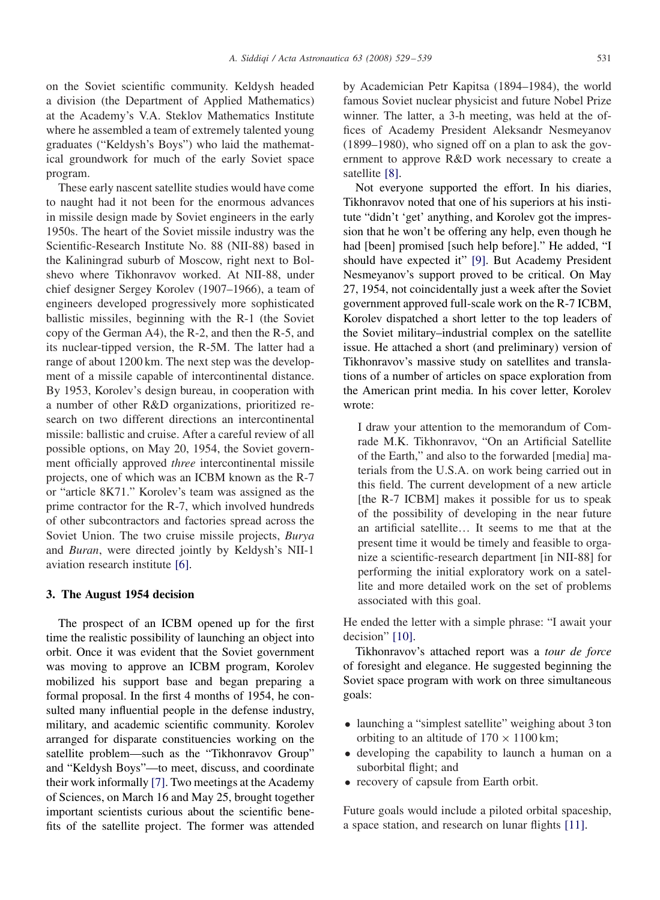on the Soviet scientific community. Keldysh headed a division (the Department of Applied Mathematics) at the Academy's V.A. Steklov Mathematics Institute where he assembled a team of extremely talented young graduates ("Keldysh's Boys") who laid the mathematical groundwork for much of the early Soviet space program.

These early nascent satellite studies would have come to naught had it not been for the enormous advances in missile design made by Soviet engineers in the early 1950s. The heart of the Soviet missile industry was the Scientific-Research Institute No. 88 (NII-88) based in the Kaliningrad suburb of Moscow, right next to Bolshevo where Tikhonravov worked. At NII-88, under chief designer Sergey Korolev (1907–1966), a team of engineers developed progressively more sophisticated ballistic missiles, beginning with the R-1 (the Soviet copy of the German A4), the R-2, and then the R-5, and its nuclear-tipped version, the R-5M. The latter had a range of about 1200 km. The next step was the development of a missile capable of intercontinental distance. By 1953, Korolev's design bureau, in cooperation with a number of other R&D organizations, prioritized research on two different directions an intercontinental missile: ballistic and cruise. After a careful review of all possible options, on May 20, 1954, the Soviet government officially approved *three* intercontinental missile projects, one of which was an ICBM known as the R-7 or "article 8K71." Korolev's team was assigned as the prime contractor for the R-7, which involved hundreds of other subcontractors and factories spread across the Soviet Union. The two cruise missile projects, *Burya* and *Buran*, were directed jointly by Keldysh's NII-1 aviation research institute [6].

## 3. The August 1954 decision

The prospect of an ICBM opened up for the first time the realistic possibility of launching an object into orbit. Once it was evident that the Soviet government was moving to approve an ICBM program, Korolev mobilized his support base and began preparing a formal proposal. In the first 4 months of 1954, he consulted many influential people in the defense industry, military, and academic scientific community. Korolev arranged for disparate constituencies working on the satellite problem—such as the "Tikhonravov Group" and "Keldysh Boys"—to meet, discuss, and coordinate their work informally [7]. Two meetings at the Academy of Sciences, on March 16 and May 25, brought together important scientists curious about the scientific benefits of the satellite project. The former was attended by Academician Petr Kapitsa (1894–1984), the world famous Soviet nuclear physicist and future Nobel Prize winner. The latter, a 3-h meeting, was held at the offices of Academy President Aleksandr Nesmeyanov (1899–1980), who signed off on a plan to ask the government to approve R&D work necessary to create a satellite [8].

Not everyone supported the effort. In his diaries, Tikhonravov noted that one of his superiors at his institute "didn't 'get' anything, and Korolev got the impression that he won't be offering any help, even though he had [been] promised [such help before]." He added, "I should have expected it" [9]. But Academy President Nesmeyanov's support proved to be critical. On May 27, 1954, not coincidentally just a week after the Soviet government approved full-scale work on the R-7 ICBM, Korolev dispatched a short letter to the top leaders of the Soviet military–industrial complex on the satellite issue. He attached a short (and preliminary) version of Tikhonravov's massive study on satellites and translations of a number of articles on space exploration from the American print media. In his cover letter, Korolev wrote:

> I draw your attention to the memorandum of Comrade M.K. Tikhonravov, "On an Artificial Satellite of the Earth," and also to the forwarded [media] materials from the U.S.A. on work being carried out in this field. The current development of a new article [the R-7 ICBM] makes it possible for us to speak of the possibility of developing in the near future an artificial satellite… It seems to me that at the present time it would be timely and feasible to organize a scientific-research department [in NII-88] for performing the initial exploratory work on a satellite and more detailed work on the set of problems associated with this goal.

He ended the letter with a simple phrase: "I await your decision" [10].

Tikhonravov's attached report was a *tour de force* of foresight and elegance. He suggested beginning the Soviet space program with work on three simultaneous goals:

- launching a "simplest satellite" weighing about 3 ton orbiting to an altitude of $170 \times 1100$ km;
- developing the capability to launch a human on a suborbital flight; and
- recovery of capsule from Earth orbit.

Future goals would include a piloted orbital spaceship, a space station, and research on lunar flights [11].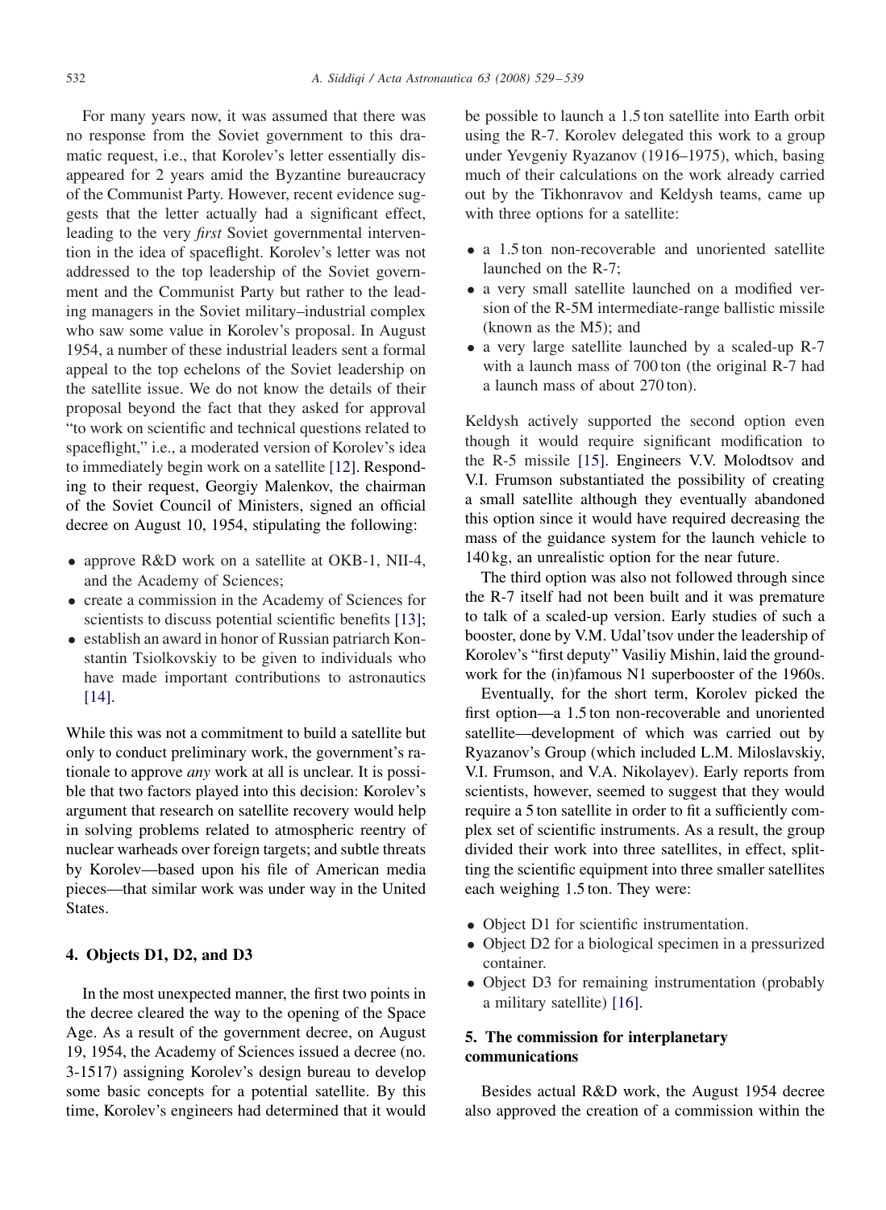For many years now, it was assumed that there was no response from the Soviet government to this dramatic request, i.e., that Korolev's letter essentially disappeared for 2 years amid the Byzantine bureaucracy of the Communist Party. However, recent evidence suggests that the letter actually had a significant effect, leading to the very *first* Soviet governmental intervention in the idea of spaceflight. Korolev's letter was not addressed to the top leadership of the Soviet government and the Communist Party but rather to the leading managers in the Soviet military–industrial complex who saw some value in Korolev's proposal. In August 1954, a number of these industrial leaders sent a formal appeal to the top echelons of the Soviet leadership on the satellite issue. We do not know the details of their proposal beyond the fact that they asked for approval "to work on scientific and technical questions related to spaceflight," i.e., a moderated version of Korolev's idea to immediately begin work on a satellite [12]. Responding to their request, Georgiy Malenkov, the chairman of the Soviet Council of Ministers, signed an official decree on August 10, 1954, stipulating the following:

- approve R&D work on a satellite at OKB-1, NII-4, and the Academy of Sciences;
- create a commission in the Academy of Sciences for scientists to discuss potential scientific benefits [13];
- establish an award in honor of Russian patriarch Konstantin Tsiolkovskiy to be given to individuals who have made important contributions to astronautics [14].

While this was not a commitment to build a satellite but only to conduct preliminary work, the government's rationale to approve *any* work at all is unclear. It is possible that two factors played into this decision: Korolev's argument that research on satellite recovery would help in solving problems related to atmospheric reentry of nuclear warheads over foreign targets; and subtle threats by Korolev—based upon his file of American media pieces—that similar work was under way in the United States.

## 4. Objects D1, D2, and D3

In the most unexpected manner, the first two points in the decree cleared the way to the opening of the Space Age. As a result of the government decree, on August 19, 1954, the Academy of Sciences issued a decree (no. 3-1517) assigning Korolev's design bureau to develop some basic concepts for a potential satellite. By this time, Korolev's engineers had determined that it would be possible to launch a 1.5 ton satellite into Earth orbit using the R-7. Korolev delegated this work to a group under Yevgeniy Ryazanov (1916–1975), which, basing much of their calculations on the work already carried out by the Tikhonravov and Keldysh teams, came up with three options for a satellite:

- a 1.5 ton non-recoverable and unoriented satellite launched on the R-7;
- a very small satellite launched on a modified version of the R-5M intermediate-range ballistic missile (known as the M5); and
- a very large satellite launched by a scaled-up R-7 with a launch mass of 700 ton (the original R-7 had a launch mass of about 270 ton).

Keldysh actively supported the second option even though it would require significant modification to the R-5 missile [15]. Engineers V.V. Molodtsov and V.I. Frumson substantiated the possibility of creating a small satellite although they eventually abandoned this option since it would have required decreasing the mass of the guidance system for the launch vehicle to 140 kg, an unrealistic option for the near future.

The third option was also not followed through since the R-7 itself had not been built and it was premature to talk of a scaled-up version. Early studies of such a booster, done by V.M. Udal'tsov under the leadership of Korolev's "first deputy" Vasiliy Mishin, laid the groundwork for the (in)famous N1 superbooster of the 1960s.

Eventually, for the short term, Korolev picked the first option—a 1.5 ton non-recoverable and unoriented satellite—development of which was carried out by Ryazanov's Group (which included L.M. Miloslavskiy, V.I. Frumson, and V.A. Nikolayev). Early reports from scientists, however, seemed to suggest that they would require a 5 ton satellite in order to fit a sufficiently complex set of scientific instruments. As a result, the group divided their work into three satellites, in effect, splitting the scientific equipment into three smaller satellites each weighing 1.5 ton. They were:

- Object D1 for scientific instrumentation.
- Object D2 for a biological specimen in a pressurized container.
- Object D3 for remaining instrumentation (probably a military satellite) [16].

## 5. The commission for interplanetary communications

Besides actual R&D work, the August 1954 decree also approved the creation of a commission within the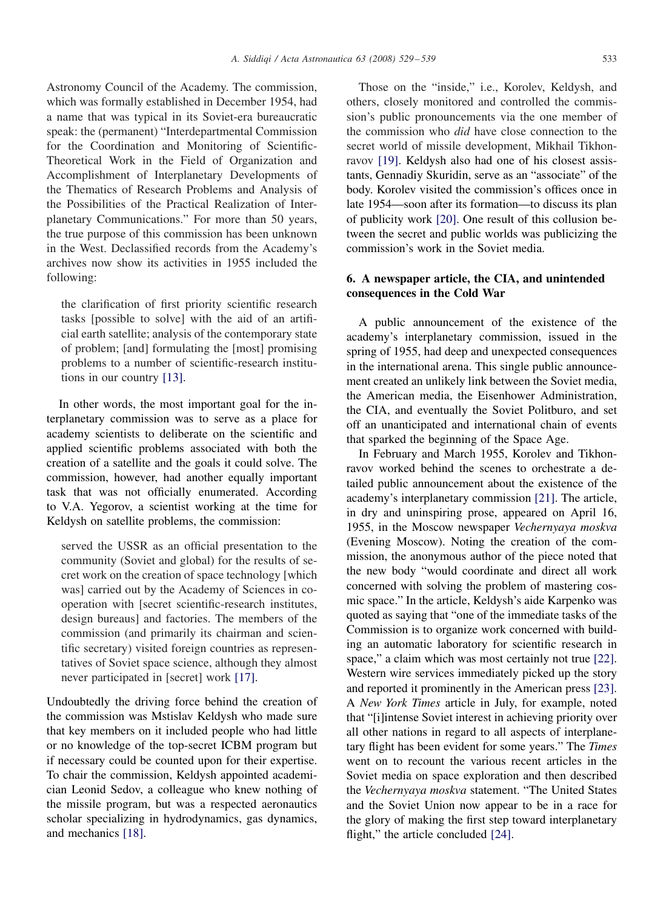Astronomy Council of the Academy. The commission, which was formally established in December 1954, had a name that was typical in its Soviet-era bureaucratic speak: the (permanent) "Interdepartmental Commission for the Coordination and Monitoring of Scientific-Theoretical Work in the Field of Organization and Accomplishment of Interplanetary Developments of the Thematics of Research Problems and Analysis of the Possibilities of the Practical Realization of Interplanetary Communications." For more than 50 years, the true purpose of this commission has been unknown in the West. Declassified records from the Academy's archives now show its activities in 1955 included the following:

> the clarification of first priority scientific research tasks [possible to solve] with the aid of an artificial earth satellite; analysis of the contemporary state of problem; [and] formulating the [most] promising problems to a number of scientific-research institutions in our country [13].

In other words, the most important goal for the interplanetary commission was to serve as a place for academy scientists to deliberate on the scientific and applied scientific problems associated with both the creation of a satellite and the goals it could solve. The commission, however, had another equally important task that was not officially enumerated. According to V.A. Yegorov, a scientist working at the time for Keldysh on satellite problems, the commission:

> served the USSR as an official presentation to the community (Soviet and global) for the results of secret work on the creation of space technology [which was] carried out by the Academy of Sciences in cooperation with [secret scientific-research institutes, design bureaus] and factories. The members of the commission (and primarily its chairman and scientific secretary) visited foreign countries as representatives of Soviet space science, although they almost never participated in [secret] work [17].

Undoubtedly the driving force behind the creation of the commission was Mstislav Keldysh who made sure that key members on it included people who had little or no knowledge of the top-secret ICBM program but if necessary could be counted upon for their expertise. To chair the commission, Keldysh appointed academician Leonid Sedov, a colleague who knew nothing of the missile program, but was a respected aeronautics scholar specializing in hydrodynamics, gas dynamics, and mechanics [18].

Those on the "inside," i.e., Korolev, Keldysh, and others, closely monitored and controlled the commission's public pronouncements via the one member of the commission who *did* have close connection to the secret world of missile development, Mikhail Tikhonravov [19]. Keldysh also had one of his closest assistants, Gennadiy Skuridin, serve as an "associate" of the body. Korolev visited the commission's offices once in late 1954—soon after its formation—to discuss its plan of publicity work [20]. One result of this collusion between the secret and public worlds was publicizing the commission's work in the Soviet media.

## 6. A newspaper article, the CIA, and unintended consequences in the Cold War

A public announcement of the existence of the academy's interplanetary commission, issued in the spring of 1955, had deep and unexpected consequences in the international arena. This single public announcement created an unlikely link between the Soviet media, the American media, the Eisenhower Administration, the CIA, and eventually the Soviet Politburo, and set off an unanticipated and international chain of events that sparked the beginning of the Space Age.

In February and March 1955, Korolev and Tikhonravov worked behind the scenes to orchestrate a detailed public announcement about the existence of the academy's interplanetary commission [21]. The article, in dry and uninspiring prose, appeared on April 16, 1955, in the Moscow newspaper *Vechernyaya moskva* (Evening Moscow). Noting the creation of the commission, the anonymous author of the piece noted that the new body "would coordinate and direct all work concerned with solving the problem of mastering cosmic space." In the article, Keldysh's aide Karpenko was quoted as saying that "one of the immediate tasks of the Commission is to organize work concerned with building an automatic laboratory for scientific research in space," a claim which was most certainly not true [22]. Western wire services immediately picked up the story and reported it prominently in the American press [23]. A *New York Times* article in July, for example, noted that "[i]ntense Soviet interest in achieving priority over all other nations in regard to all aspects of interplanetary flight has been evident for some years." The *Times* went on to recount the various recent articles in the Soviet media on space exploration and then described the *Vechernyaya moskva* statement. "The United States and the Soviet Union now appear to be in a race for the glory of making the first step toward interplanetary flight," the article concluded [24].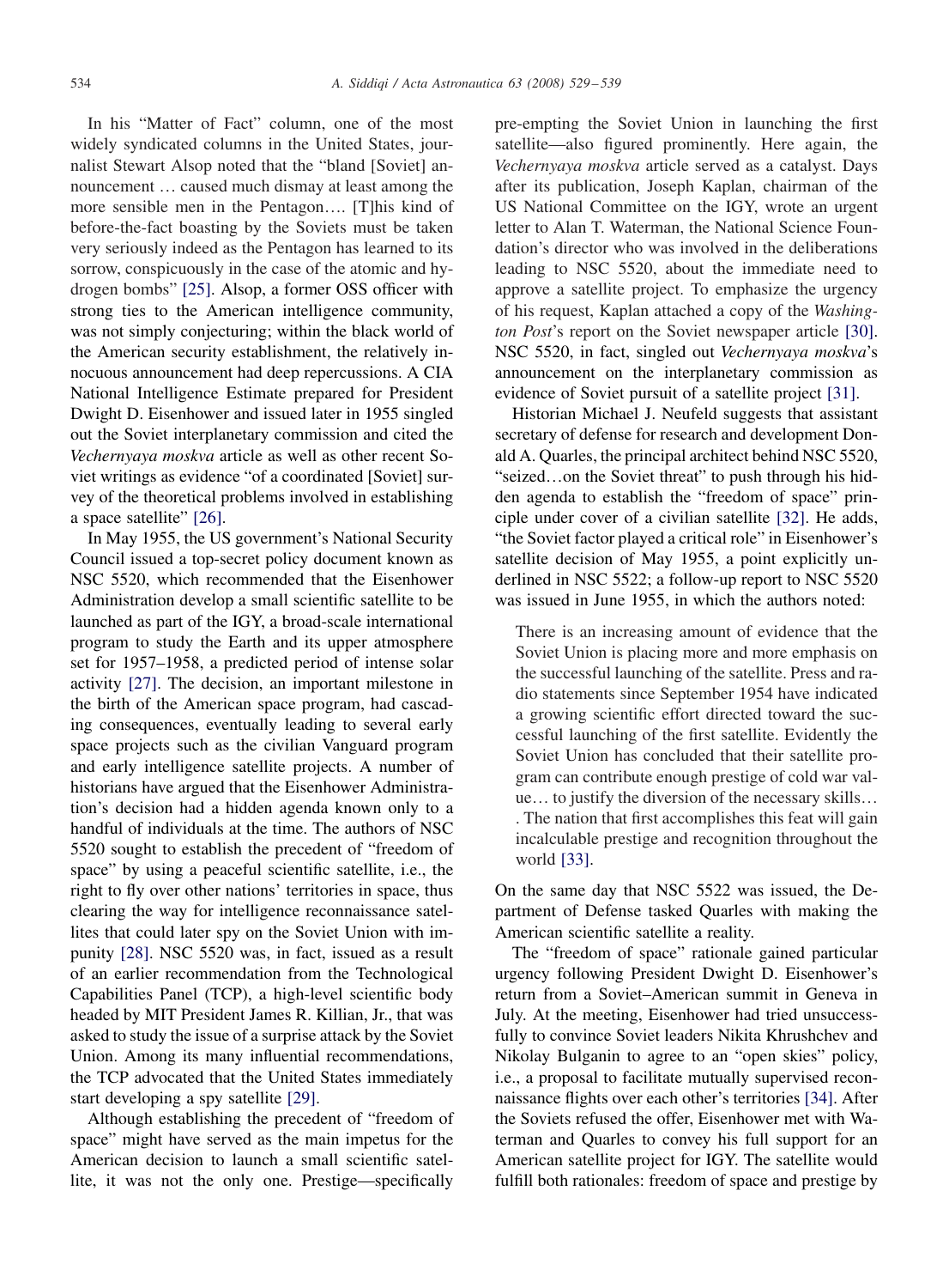In his "Matter of Fact" column, one of the most widely syndicated columns in the United States, journalist Stewart Alsop noted that the "bland [Soviet] announcement … caused much dismay at least among the more sensible men in the Pentagon…. [T]his kind of before-the-fact boasting by the Soviets must be taken very seriously indeed as the Pentagon has learned to its sorrow, conspicuously in the case of the atomic and hydrogen bombs" [25]. Alsop, a former OSS officer with strong ties to the American intelligence community, was not simply conjecturing; within the black world of the American security establishment, the relatively innocuous announcement had deep repercussions. A CIA National Intelligence Estimate prepared for President Dwight D. Eisenhower and issued later in 1955 singled out the Soviet interplanetary commission and cited the *Vechernyaya moskva* article as well as other recent Soviet writings as evidence "of a coordinated [Soviet] survey of the theoretical problems involved in establishing a space satellite" [26].

In May 1955, the US government's National Security Council issued a top-secret policy document known as NSC 5520, which recommended that the Eisenhower Administration develop a small scientific satellite to be launched as part of the IGY, a broad-scale international program to study the Earth and its upper atmosphere set for 1957–1958, a predicted period of intense solar activity [27]. The decision, an important milestone in the birth of the American space program, had cascading consequences, eventually leading to several early space projects such as the civilian Vanguard program and early intelligence satellite projects. A number of historians have argued that the Eisenhower Administration's decision had a hidden agenda known only to a handful of individuals at the time. The authors of NSC 5520 sought to establish the precedent of "freedom of space" by using a peaceful scientific satellite, i.e., the right to fly over other nations' territories in space, thus clearing the way for intelligence reconnaissance satellites that could later spy on the Soviet Union with impunity [28]. NSC 5520 was, in fact, issued as a result of an earlier recommendation from the Technological Capabilities Panel (TCP), a high-level scientific body headed by MIT President James R. Killian, Jr., that was asked to study the issue of a surprise attack by the Soviet Union. Among its many influential recommendations, the TCP advocated that the United States immediately start developing a spy satellite [29].

Although establishing the precedent of "freedom of space" might have served as the main impetus for the American decision to launch a small scientific satellite, it was not the only one. Prestige—specifically pre-empting the Soviet Union in launching the first satellite—also figured prominently. Here again, the *Vechernyaya moskva* article served as a catalyst. Days after its publication, Joseph Kaplan, chairman of the US National Committee on the IGY, wrote an urgent letter to Alan T. Waterman, the National Science Foundation's director who was involved in the deliberations leading to NSC 5520, about the immediate need to approve a satellite project. To emphasize the urgency of his request, Kaplan attached a copy of the *Washington Post*'s report on the Soviet newspaper article [30]. NSC 5520, in fact, singled out *Vechernyaya moskva*'s announcement on the interplanetary commission as evidence of Soviet pursuit of a satellite project [31].

Historian Michael J. Neufeld suggests that assistant secretary of defense for research and development Donald A. Quarles, the principal architect behind NSC 5520, "seized…on the Soviet threat" to push through his hidden agenda to establish the "freedom of space" principle under cover of a civilian satellite [32]. He adds, "the Soviet factor played a critical role" in Eisenhower's satellite decision of May 1955, a point explicitly underlined in NSC 5522; a follow-up report to NSC 5520 was issued in June 1955, in which the authors noted:

> There is an increasing amount of evidence that the Soviet Union is placing more and more emphasis on the successful launching of the satellite. Press and radio statements since September 1954 have indicated a growing scientific effort directed toward the successful launching of the first satellite. Evidently the Soviet Union has concluded that their satellite program can contribute enough prestige of cold war value… to justify the diversion of the necessary skills… . The nation that first accomplishes this feat will gain incalculable prestige and recognition throughout the world [33].

On the same day that NSC 5522 was issued, the Department of Defense tasked Quarles with making the American scientific satellite a reality.

The "freedom of space" rationale gained particular urgency following President Dwight D. Eisenhower's return from a Soviet–American summit in Geneva in July. At the meeting, Eisenhower had tried unsuccessfully to convince Soviet leaders Nikita Khrushchev and Nikolay Bulganin to agree to an "open skies" policy, i.e., a proposal to facilitate mutually supervised reconnaissance flights over each other's territories [34]. After the Soviets refused the offer, Eisenhower met with Waterman and Quarles to convey his full support for an American satellite project for IGY. The satellite would fulfill both rationales: freedom of space and prestige by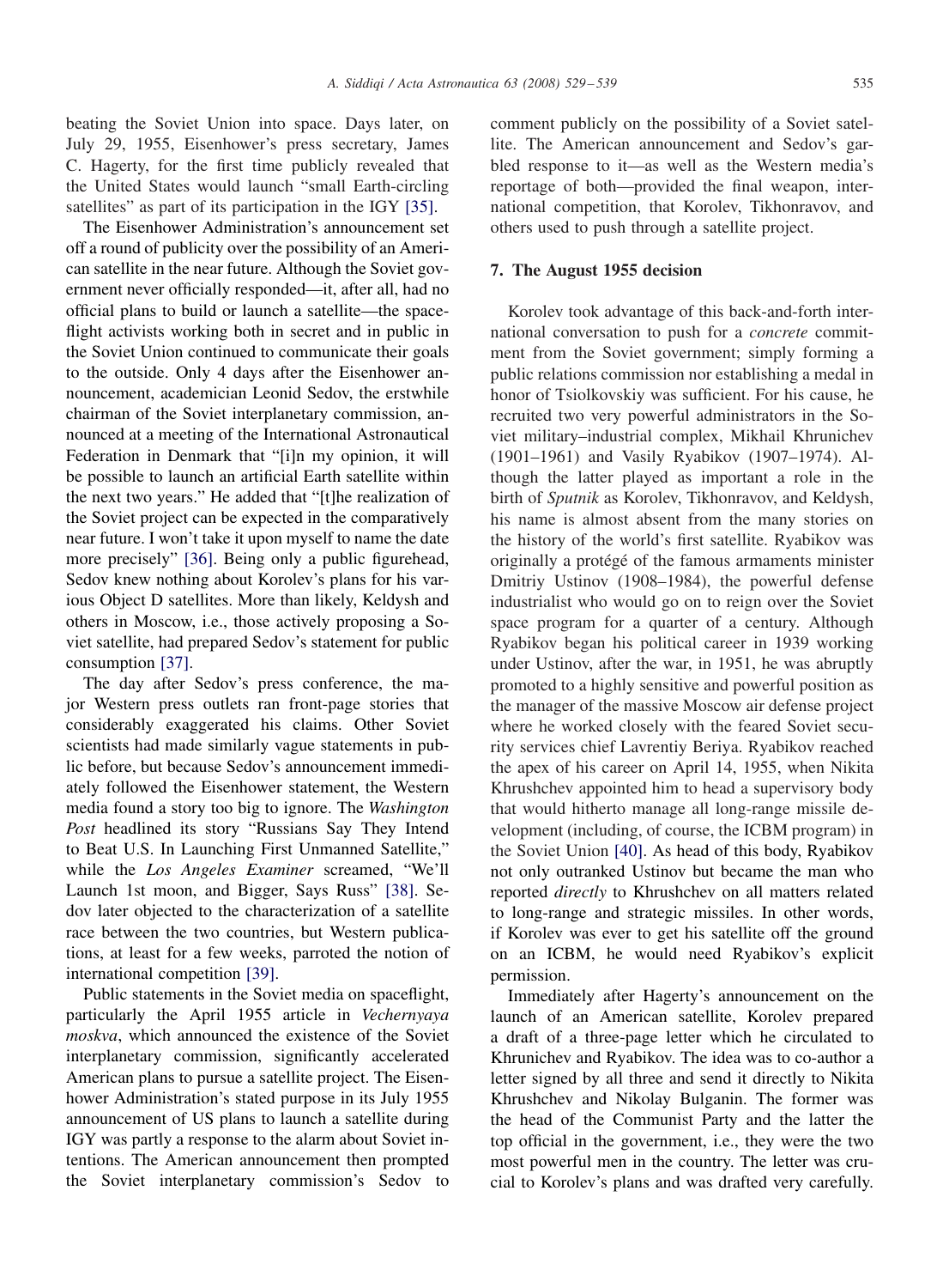beating the Soviet Union into space. Days later, on July 29, 1955, Eisenhower's press secretary, James C. Hagerty, for the first time publicly revealed that the United States would launch "small Earth-circling satellites" as part of its participation in the IGY [35].

The Eisenhower Administration's announcement set off a round of publicity over the possibility of an American satellite in the near future. Although the Soviet government never officially responded—it, after all, had no official plans to build or launch a satellite—the spaceflight activists working both in secret and in public in the Soviet Union continued to communicate their goals to the outside. Only 4 days after the Eisenhower announcement, academician Leonid Sedov, the erstwhile chairman of the Soviet interplanetary commission, announced at a meeting of the International Astronautical Federation in Denmark that "[i]n my opinion, it will be possible to launch an artificial Earth satellite within the next two years." He added that "[t]he realization of the Soviet project can be expected in the comparatively near future. I won't take it upon myself to name the date more precisely" [36]. Being only a public figurehead, Sedov knew nothing about Korolev's plans for his various Object D satellites. More than likely, Keldysh and others in Moscow, i.e., those actively proposing a Soviet satellite, had prepared Sedov's statement for public consumption [37].

The day after Sedov's press conference, the major Western press outlets ran front-page stories that considerably exaggerated his claims. Other Soviet scientists had made similarly vague statements in public before, but because Sedov's announcement immediately followed the Eisenhower statement, the Western media found a story too big to ignore. The *Washington Post* headlined its story "Russians Say They Intend to Beat U.S. In Launching First Unmanned Satellite," while the *Los Angeles Examiner* screamed, "We'll Launch 1st moon, and Bigger, Says Russ" [38]. Sedov later objected to the characterization of a satellite race between the two countries, but Western publications, at least for a few weeks, parroted the notion of international competition [39].

Public statements in the Soviet media on spaceflight, particularly the April 1955 article in *Vechernyaya moskva*, which announced the existence of the Soviet interplanetary commission, significantly accelerated American plans to pursue a satellite project. The Eisenhower Administration's stated purpose in its July 1955 announcement of US plans to launch a satellite during IGY was partly a response to the alarm about Soviet intentions. The American announcement then prompted the Soviet interplanetary commission's Sedov to comment publicly on the possibility of a Soviet satellite. The American announcement and Sedov's garbled response to it—as well as the Western media's reportage of both—provided the final weapon, international competition, that Korolev, Tikhonravov, and others used to push through a satellite project.

## 7. The August 1955 decision

Korolev took advantage of this back-and-forth international conversation to push for a *concrete* commitment from the Soviet government; simply forming a public relations commission nor establishing a medal in honor of Tsiolkovskiy was sufficient. For his cause, he recruited two very powerful administrators in the Soviet military–industrial complex, Mikhail Khrunichev (1901–1961) and Vasily Ryabikov (1907–1974). Although the latter played as important a role in the birth of *Sputnik* as Korolev, Tikhonravov, and Keldysh, his name is almost absent from the many stories on the history of the world's first satellite. Ryabikov was originally a protégé of the famous armaments minister Dmitriy Ustinov (1908–1984), the powerful defense industrialist who would go on to reign over the Soviet space program for a quarter of a century. Although Ryabikov began his political career in 1939 working under Ustinov, after the war, in 1951, he was abruptly promoted to a highly sensitive and powerful position as the manager of the massive Moscow air defense project where he worked closely with the feared Soviet security services chief Lavrentiy Beriya. Ryabikov reached the apex of his career on April 14, 1955, when Nikita Khrushchev appointed him to head a supervisory body that would hitherto manage all long-range missile development (including, of course, the ICBM program) in the Soviet Union [40]. As head of this body, Ryabikov not only outranked Ustinov but became the man who reported *directly* to Khrushchev on all matters related to long-range and strategic missiles. In other words, if Korolev was ever to get his satellite off the ground on an ICBM, he would need Ryabikov's explicit permission.

Immediately after Hagerty's announcement on the launch of an American satellite, Korolev prepared a draft of a three-page letter which he circulated to Khrunichev and Ryabikov. The idea was to co-author a letter signed by all three and send it directly to Nikita Khrushchev and Nikolay Bulganin. The former was the head of the Communist Party and the latter the top official in the government, i.e., they were the two most powerful men in the country. The letter was crucial to Korolev's plans and was drafted very carefully.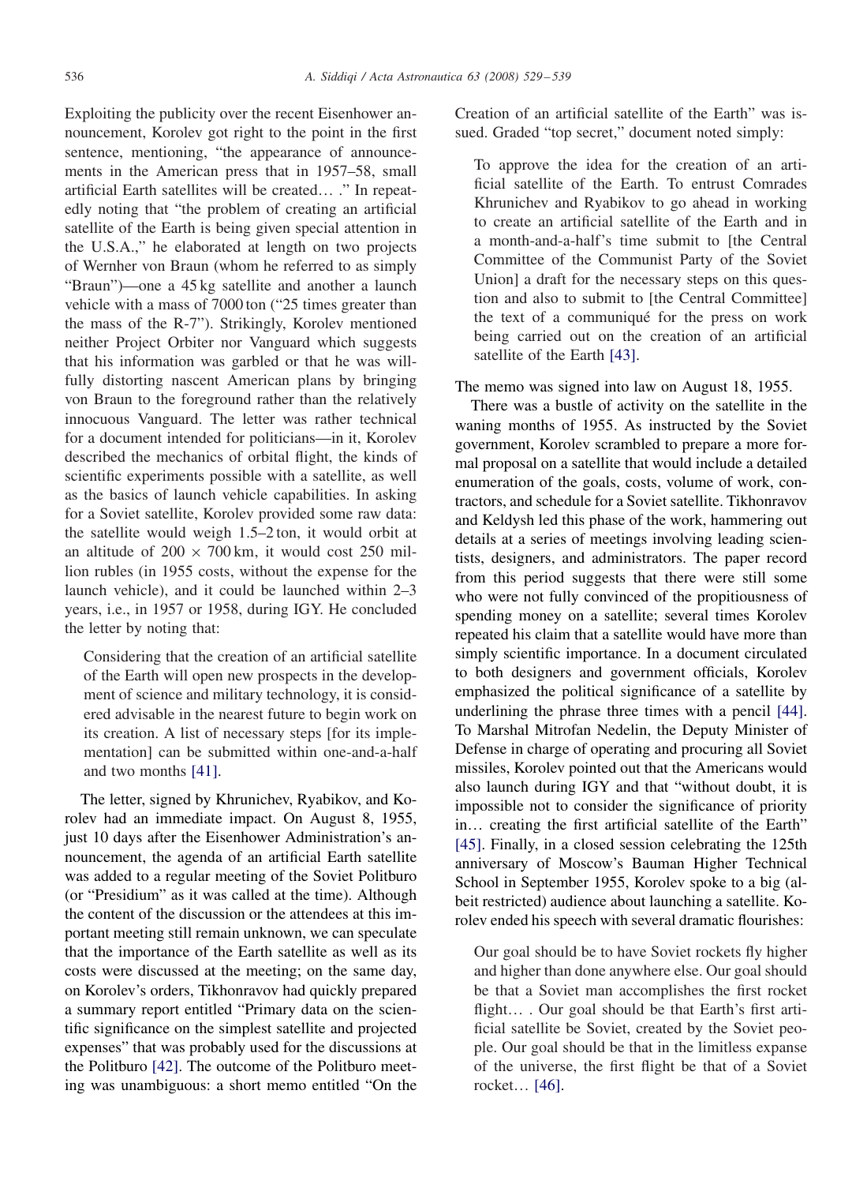Exploiting the publicity over the recent Eisenhower announcement, Korolev got right to the point in the first sentence, mentioning, "the appearance of announcements in the American press that in 1957–58, small artificial Earth satellites will be created… ." In repeatedly noting that "the problem of creating an artificial satellite of the Earth is being given special attention in the U.S.A.," he elaborated at length on two projects of Wernher von Braun (whom he referred to as simply "Braun")—one a 45 kg satellite and another a launch vehicle with a mass of 7000 ton ("25 times greater than the mass of the R-7"). Strikingly, Korolev mentioned neither Project Orbiter nor Vanguard which suggests that his information was garbled or that he was willfully distorting nascent American plans by bringing von Braun to the foreground rather than the relatively innocuous Vanguard. The letter was rather technical for a document intended for politicians—in it, Korolev described the mechanics of orbital flight, the kinds of scientific experiments possible with a satellite, as well as the basics of launch vehicle capabilities. In asking for a Soviet satellite, Korolev provided some raw data: the satellite would weigh 1.5–2 ton, it would orbit at an altitude of $200 \times 700$ km, it would cost 250 million rubles (in 1955 costs, without the expense for the launch vehicle), and it could be launched within 2–3 years, i.e., in 1957 or 1958, during IGY. He concluded the letter by noting that:

> Considering that the creation of an artificial satellite of the Earth will open new prospects in the development of science and military technology, it is considered advisable in the nearest future to begin work on its creation. A list of necessary steps [for its implementation] can be submitted within one-and-a-half and two months [41].

The letter, signed by Khrunichev, Ryabikov, and Korolev had an immediate impact. On August 8, 1955, just 10 days after the Eisenhower Administration's announcement, the agenda of an artificial Earth satellite was added to a regular meeting of the Soviet Politburo (or "Presidium" as it was called at the time). Although the content of the discussion or the attendees at this important meeting still remain unknown, we can speculate that the importance of the Earth satellite as well as its costs were discussed at the meeting; on the same day, on Korolev's orders, Tikhonravov had quickly prepared a summary report entitled "Primary data on the scientific significance on the simplest satellite and projected expenses" that was probably used for the discussions at the Politburo [42]. The outcome of the Politburo meeting was unambiguous: a short memo entitled "On the Creation of an artificial satellite of the Earth" was issued. Graded "top secret," document noted simply:

> To approve the idea for the creation of an artificial satellite of the Earth. To entrust Comrades Khrunichev and Ryabikov to go ahead in working to create an artificial satellite of the Earth and in a month-and-a-half's time submit to [the Central Committee of the Communist Party of the Soviet Union] a draft for the necessary steps on this question and also to submit to [the Central Committee] the text of a communiqué for the press on work being carried out on the creation of an artificial satellite of the Earth [43].

The memo was signed into law on August 18, 1955.

There was a bustle of activity on the satellite in the waning months of 1955. As instructed by the Soviet government, Korolev scrambled to prepare a more formal proposal on a satellite that would include a detailed enumeration of the goals, costs, volume of work, contractors, and schedule for a Soviet satellite. Tikhonravov and Keldysh led this phase of the work, hammering out details at a series of meetings involving leading scientists, designers, and administrators. The paper record from this period suggests that there were still some who were not fully convinced of the propitiousness of spending money on a satellite; several times Korolev repeated his claim that a satellite would have more than simply scientific importance. In a document circulated to both designers and government officials, Korolev emphasized the political significance of a satellite by underlining the phrase three times with a pencil [44]. To Marshal Mitrofan Nedelin, the Deputy Minister of Defense in charge of operating and procuring all Soviet missiles, Korolev pointed out that the Americans would also launch during IGY and that "without doubt, it is impossible not to consider the significance of priority in… creating the first artificial satellite of the Earth" [45]. Finally, in a closed session celebrating the 125th anniversary of Moscow's Bauman Higher Technical School in September 1955, Korolev spoke to a big (albeit restricted) audience about launching a satellite. Korolev ended his speech with several dramatic flourishes:

> Our goal should be to have Soviet rockets fly higher and higher than done anywhere else. Our goal should be that a Soviet man accomplishes the first rocket flight… . Our goal should be that Earth's first artificial satellite be Soviet, created by the Soviet people. Our goal should be that in the limitless expanse of the universe, the first flight be that of a Soviet rocket… [46].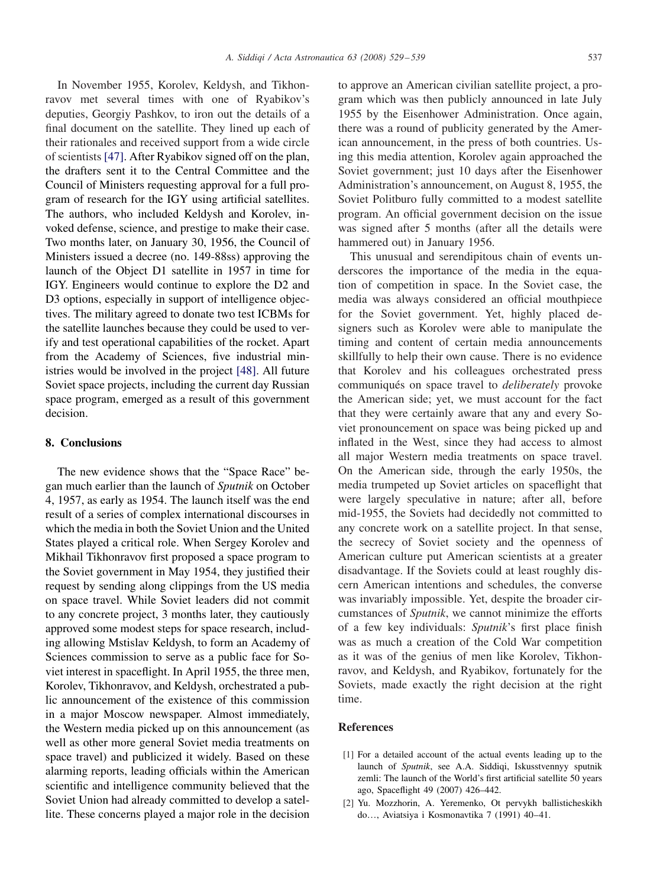In November 1955, Korolev, Keldysh, and Tikhonravov met several times with one of Ryabikov's deputies, Georgiy Pashkov, to iron out the details of a final document on the satellite. They lined up each of their rationales and received support from a wide circle of scientists [47]. After Ryabikov signed off on the plan, the drafters sent it to the Central Committee and the Council of Ministers requesting approval for a full program of research for the IGY using artificial satellites. The authors, who included Keldysh and Korolev, invoked defense, science, and prestige to make their case. Two months later, on January 30, 1956, the Council of Ministers issued a decree (no. 149-88ss) approving the launch of the Object D1 satellite in 1957 in time for IGY. Engineers would continue to explore the D2 and D3 options, especially in support of intelligence objectives. The military agreed to donate two test ICBMs for the satellite launches because they could be used to verify and test operational capabilities of the rocket. Apart from the Academy of Sciences, five industrial ministries would be involved in the project [48]. All future Soviet space projects, including the current day Russian space program, emerged as a result of this government decision.

## 8. Conclusions

The new evidence shows that the "Space Race" began much earlier than the launch of *Sputnik* on October 4, 1957, as early as 1954. The launch itself was the end result of a series of complex international discourses in which the media in both the Soviet Union and the United States played a critical role. When Sergey Korolev and Mikhail Tikhonravov first proposed a space program to the Soviet government in May 1954, they justified their request by sending along clippings from the US media on space travel. While Soviet leaders did not commit to any concrete project, 3 months later, they cautiously approved some modest steps for space research, including allowing Mstislav Keldysh, to form an Academy of Sciences commission to serve as a public face for Soviet interest in spaceflight. In April 1955, the three men, Korolev, Tikhonravov, and Keldysh, orchestrated a public announcement of the existence of this commission in a major Moscow newspaper. Almost immediately, the Western media picked up on this announcement (as well as other more general Soviet media treatments on space travel) and publicized it widely. Based on these alarming reports, leading officials within the American scientific and intelligence community believed that the Soviet Union had already committed to develop a satellite. These concerns played a major role in the decision to approve an American civilian satellite project, a program which was then publicly announced in late July 1955 by the Eisenhower Administration. Once again, there was a round of publicity generated by the American announcement, in the press of both countries. Using this media attention, Korolev again approached the Soviet government; just 10 days after the Eisenhower Administration's announcement, on August 8, 1955, the Soviet Politburo fully committed to a modest satellite program. An official government decision on the issue was signed after 5 months (after all the details were hammered out) in January 1956.

This unusual and serendipitous chain of events underscores the importance of the media in the equation of competition in space. In the Soviet case, the media was always considered an official mouthpiece for the Soviet government. Yet, highly placed designers such as Korolev were able to manipulate the timing and content of certain media announcements skillfully to help their own cause. There is no evidence that Korolev and his colleagues orchestrated press communiqués on space travel to *deliberately* provoke the American side; yet, we must account for the fact that they were certainly aware that any and every Soviet pronouncement on space was being picked up and inflated in the West, since they had access to almost all major Western media treatments on space travel. On the American side, through the early 1950s, the media trumpeted up Soviet articles on spaceflight that were largely speculative in nature; after all, before mid-1955, the Soviets had decidedly not committed to any concrete work on a satellite project. In that sense, the secrecy of Soviet society and the openness of American culture put American scientists at a greater disadvantage. If the Soviets could at least roughly discern American intentions and schedules, the converse was invariably impossible. Yet, despite the broader circumstances of *Sputnik*, we cannot minimize the efforts of a few key individuals: *Sputnik*'s first place finish was as much a creation of the Cold War competition as it was of the genius of men like Korolev, Tikhonravov, and Keldysh, and Ryabikov, fortunately for the Soviets, made exactly the right decision at the right time.

## References

[1] For a detailed account of the actual events leading up to the launch of *Sputnik*, see A.A. Siddiqi, Iskusstvennyy sputnik zemli: The launch of the World's first artificial satellite 50 years ago, Spaceflight 49 (2007) 426–442.

[2] Yu. Mozzhorin, A. Yeremenko, Ot pervykh ballisticheskikh do..., Aviatsiya i Kosmonavtika 7 (1991) 40–41.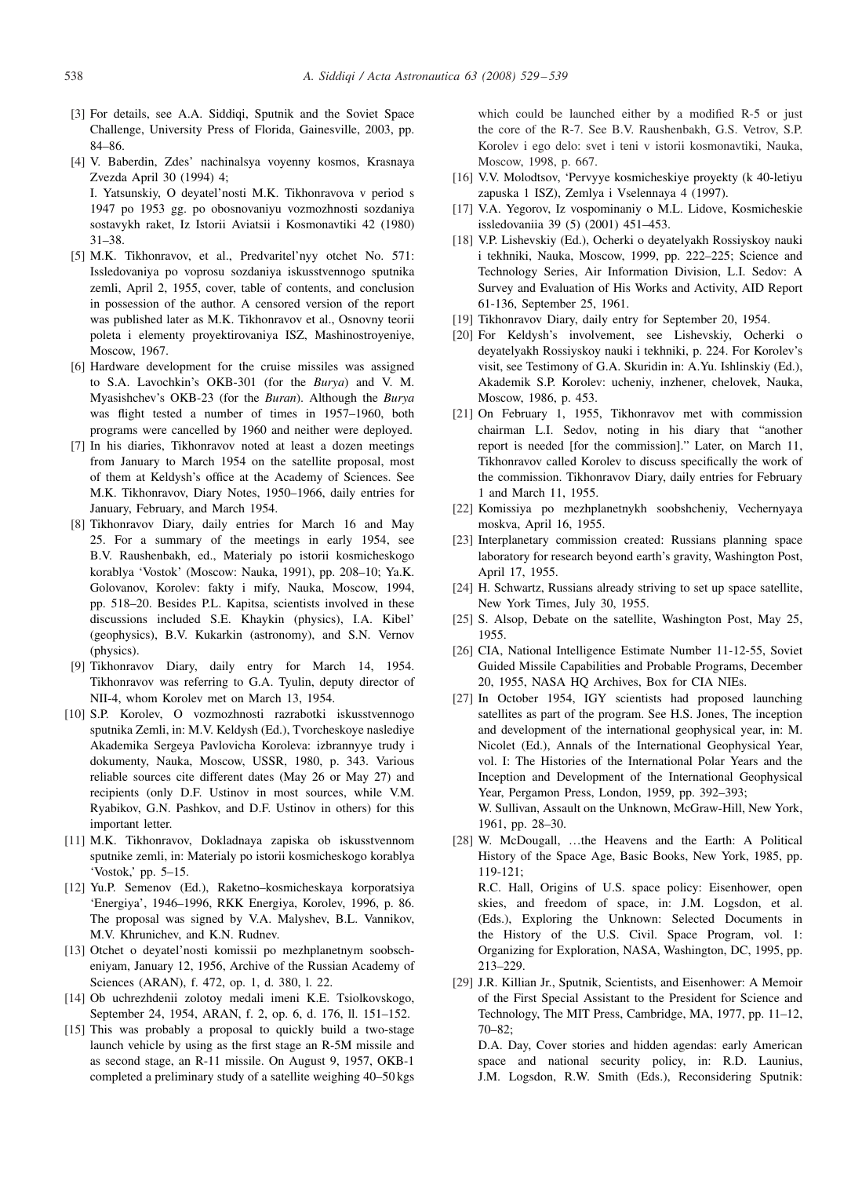[3] For details, see A.A. Siddiqi, Sputnik and the Soviet Space Challenge, University Press of Florida, Gainesville, 2003, pp. 84–86.

[4] V. Baberdin, Zdes' nachinalsya voyenny kosmos, Krasnaya Zvezda April 30 (1994) 4;
I. Yatsunskiy, O deyatel'nosti M.K. Tikhonravova v period s 1947 po 1953 gg. po obosnovaniyu vozmozhnosti sozdaniya sostavykh raket, Iz Istorii Aviatsii i Kosmonavtiki 42 (1980) 31–38.

[5] M.K. Tikhonravov, et al., Predvaritel'nyy otchet No. 571: Issledovaniya po voprosu sozdaniya iskusstvennogo sputnika zemli, April 2, 1955, cover, table of contents, and conclusion in possession of the author. A censored version of the report was published later as M.K. Tikhonravov et al., Osnovny teorii poleta i elementy proyektirovaniya ISZ, Mashinostroyeniye, Moscow, 1967.

[6] Hardware development for the cruise missiles was assigned to S.A. Lavochkin's OKB-301 (for the *Burya*) and V. M. Myasishchev's OKB-23 (for the *Buran*). Although the *Burya* was flight tested a number of times in 1957–1960, both programs were cancelled by 1960 and neither were deployed.

[7] In his diaries, Tikhonravov noted at least a dozen meetings from January to March 1954 on the satellite proposal, most of them at Keldysh's office at the Academy of Sciences. See M.K. Tikhonravov, Diary Notes, 1950–1966, daily entries for January, February, and March 1954.

[8] Tikhonravov Diary, daily entries for March 16 and May 25. For a summary of the meetings in early 1954, see B.V. Raushenbakh, ed., Materialy po istorii kosmicheskogo korablya 'Vostok' (Moscow: Nauka, 1991), pp. 208–10; Ya.K. Golovanov, Korolev: fakty i mify, Nauka, Moscow, 1994, pp. 518–20. Besides P.L. Kapitsa, scientists involved in these discussions included S.E. Khaykin (physics), I.A. Kibel' (geophysics), B.V. Kukarkin (astronomy), and S.N. Vernov (physics).

[9] Tikhonravov Diary, daily entry for March 14, 1954. Tikhonravov was referring to G.A. Tyulin, deputy director of NII-4, whom Korolev met on March 13, 1954.

[10] S.P. Korolev, O vozmozhnosti razrabotki iskusstvennogo sputnika Zemli, in: M.V. Keldysh (Ed.), Tvorcheskoye naslediye Akademika Sergeya Pavlovicha Koroleva: izbrannyye trudy i dokumenty, Nauka, Moscow, USSR, 1980, p. 343. Various reliable sources cite different dates (May 26 or May 27) and recipients (only D.F. Ustinov in most sources, while V.M. Ryabikov, G.N. Pashkov, and D.F. Ustinov in others) for this important letter.

[11] M.K. Tikhonravov, Dokladnaya zapiska ob iskusstvennom sputnike zemli, in: Materialy po istorii kosmicheskogo korablya 'Vostok,' pp. 5–15.

[12] Yu.P. Semenov (Ed.), Raketno–kosmicheskaya korporatsiya 'Energiya', 1946–1996, RKK Energiya, Korolev, 1996, p. 86. The proposal was signed by V.A. Malyshev, B.L. Vannikov, M.V. Khrunichev, and K.N. Rudnev.

[13] Otchet o deyatel'nosti komissii po mezhplanetnym soobscheniyam, January 12, 1956, Archive of the Russian Academy of Sciences (ARAN), f. 472, op. 1, d. 380, l. 22.

[14] Ob uchrezhdenii zolotoy medali imeni K.E. Tsiolkovskogo, September 24, 1954, ARAN, f. 2, op. 6, d. 176, ll. 151–152.

[15] This was probably a proposal to quickly build a two-stage launch vehicle by using as the first stage an R-5M missile and as second stage, an R-11 missile. On August 9, 1957, OKB-1 completed a preliminary study of a satellite weighing 40–50 kgs which could be launched either by a modified R-5 or just the core of the R-7. See B.V. Raushenbakh, G.S. Vetrov, S.P. Korolev i ego delo: svet i teni v istorii kosmonavtiki, Nauka, Moscow, 1998, p. 667.

[16] V.V. Molodtsov, 'Pervyye kosmicheskiye proyekty (k 40-letiyu zapuska 1 ISZ), Zemlya i Vselennaya 4 (1997).

[17] V.A. Yegorov, Iz vospominaniy o M.L. Lidove, Kosmicheskie issledovaniia 39 (5) (2001) 451–453.

[18] V.P. Lishevskiy (Ed.), Ocherki o deyatelyakh Rossiyskoy nauki i tekhniki, Nauka, Moscow, 1999, pp. 222–225; Science and Technology Series, Air Information Division, L.I. Sedov: A Survey and Evaluation of His Works and Activity, AID Report 61-136, September 25, 1961.

[19] Tikhonravov Diary, daily entry for September 20, 1954.

[20] For Keldysh's involvement, see Lishevskiy, Ocherki o deyatelyakh Rossiyskoy nauki i tekhniki, p. 224. For Korolev's visit, see Testimony of G.A. Skuridin in: A.Yu. Ishlinskiy (Ed.), Akademik S.P. Korolev: ucheniy, inzhener, chelovek, Nauka, Moscow, 1986, p. 453.

[21] On February 1, 1955, Tikhonravov met with commission chairman L.I. Sedov, noting in his diary that "another report is needed [for the commission]." Later, on March 11, Tikhonravov called Korolev to discuss specifically the work of the commission. Tikhonravov Diary, daily entries for February 1 and March 11, 1955.

[22] Komissiya po mezhplanetnykh soobshcheniy, Vechernyaya moskva, April 16, 1955.

[23] Interplanetary commission created: Russians planning space laboratory for research beyond earth's gravity, Washington Post, April 17, 1955.

[24] H. Schwartz, Russians already striving to set up space satellite, New York Times, July 30, 1955.

[25] S. Alsop, Debate on the satellite, Washington Post, May 25, 1955.

[26] CIA, National Intelligence Estimate Number 11-12-55, Soviet Guided Missile Capabilities and Probable Programs, December 20, 1955, NASA HQ Archives, Box for CIA NIEs.

[27] In October 1954, IGY scientists had proposed launching satellites as part of the program. See H.S. Jones, The inception and development of the international geophysical year, in: M. Nicolet (Ed.), Annals of the International Geophysical Year, vol. I: The Histories of the International Polar Years and the Inception and Development of the International Geophysical Year, Pergamon Press, London, 1959, pp. 392–393;
W. Sullivan, Assault on the Unknown, McGraw-Hill, New York, 1961, pp. 28–30.

[28] W. McDougall, …the Heavens and the Earth: A Political History of the Space Age, Basic Books, New York, 1985, pp. 119-121;
R.C. Hall, Origins of U.S. space policy: Eisenhower, open skies, and freedom of space, in: J.M. Logsdon, et al. (Eds.), Exploring the Unknown: Selected Documents in the History of the U.S. Civil. Space Program, vol. 1: Organizing for Exploration, NASA, Washington, DC, 1995, pp. 213–229.

[29] J.R. Killian Jr., Sputnik, Scientists, and Eisenhower: A Memoir of the First Special Assistant to the President for Science and Technology, The MIT Press, Cambridge, MA, 1977, pp. 11–12, 70–82;
D.A. Day, Cover stories and hidden agendas: early American space and national security policy, in: R.D. Launius, J.M. Logsdon, R.W. Smith (Eds.), Reconsidering Sputnik: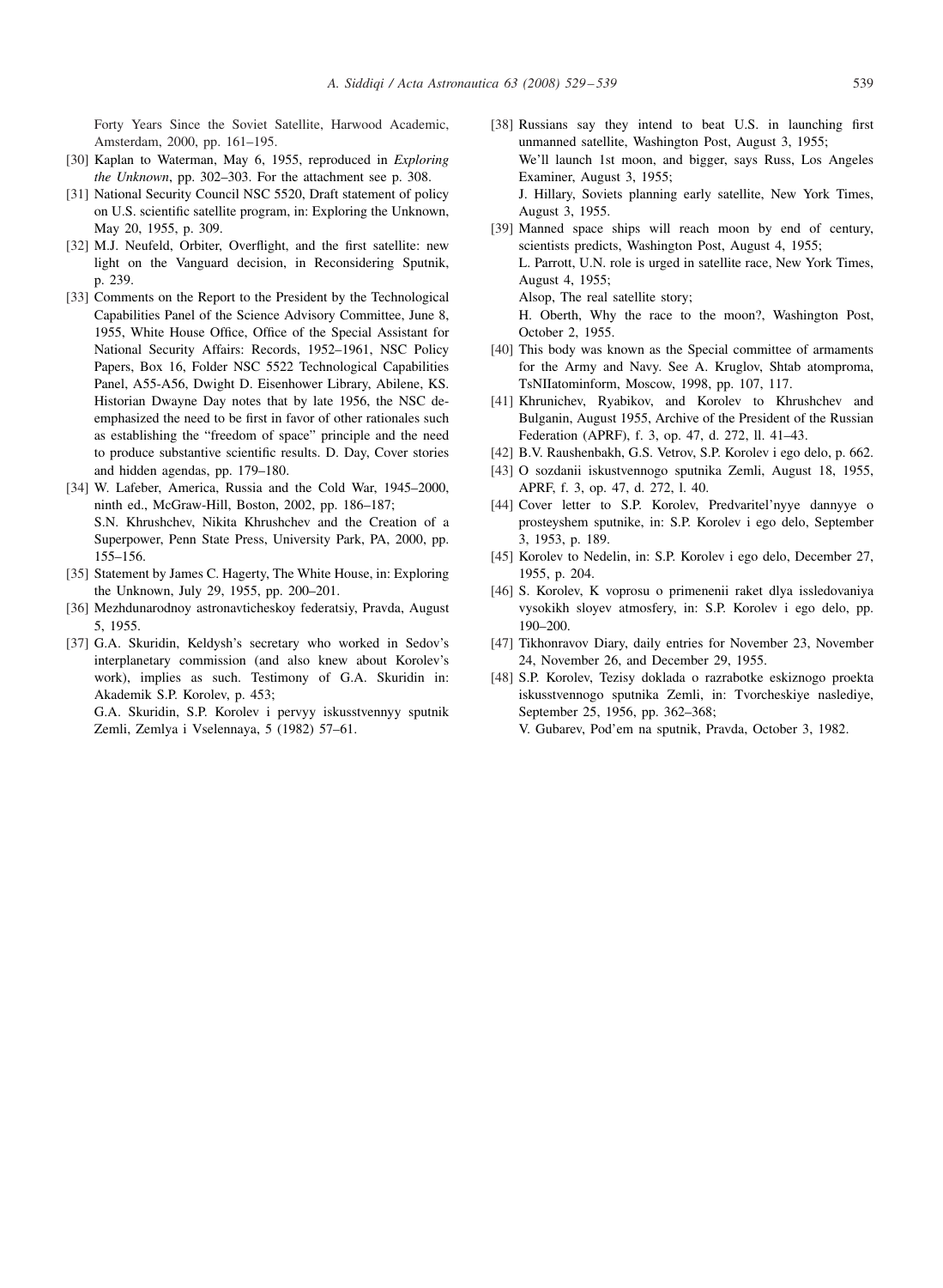Forty Years Since the Soviet Satellite, Harwood Academic, Amsterdam, 2000, pp. 161–195.

[30] Kaplan to Waterman, May 6, 1955, reproduced in *Exploring the Unknown*, pp. 302–303. For the attachment see p. 308.

[31] National Security Council NSC 5520, Draft statement of policy on U.S. scientific satellite program, in: Exploring the Unknown, May 20, 1955, p. 309.

[32] M.J. Neufeld, Orbiter, Overflight, and the first satellite: new light on the Vanguard decision, in Reconsidering Sputnik, p. 239.

[33] Comments on the Report to the President by the Technological Capabilities Panel of the Science Advisory Committee, June 8, 1955, White House Office, Office of the Special Assistant for National Security Affairs: Records, 1952–1961, NSC Policy Papers, Box 16, Folder NSC 5522 Technological Capabilities Panel, A55-A56, Dwight D. Eisenhower Library, Abilene, KS. Historian Dwayne Day notes that by late 1956, the NSC de-emphasized the need to be first in favor of other rationales such as establishing the "freedom of space" principle and the need to produce substantive scientific results. D. Day, Cover stories and hidden agendas, pp. 179–180.

[34] W. Lafeber, America, Russia and the Cold War, 1945–2000, ninth ed., McGraw-Hill, Boston, 2002, pp. 186–187; S.N. Khrushchev, Nikita Khrushchev and the Creation of a Superpower, Penn State Press, University Park, PA, 2000, pp. 155–156.

[35] Statement by James C. Hagerty, The White House, in: Exploring the Unknown, July 29, 1955, pp. 200–201.

[36] Mezhdunarodnoy astronavticheskoy federatsiy, Pravda, August 5, 1955.

[37] G.A. Skuridin, Keldysh's secretary who worked in Sedov's interplanetary commission (and also knew about Korolev's work), implies as such. Testimony of G.A. Skuridin in: Akademik S.P. Korolev, p. 453; G.A. Skuridin, S.P. Korolev i pervyy iskusstvennyy sputnik Zemli, Zemlya i Vselennaya, 5 (1982) 57–61.

[38] Russians say they intend to beat U.S. in launching first unmanned satellite, Washington Post, August 3, 1955; We'll launch 1st moon, and bigger, says Russ, Los Angeles Examiner, August 3, 1955; J. Hillary, Soviets planning early satellite, New York Times, August 3, 1955.

[39] Manned space ships will reach moon by end of century, scientists predicts, Washington Post, August 4, 1955; L. Parrott, U.N. role is urged in satellite race, New York Times, August 4, 1955; Alsop, The real satellite story; H. Oberth, Why the race to the moon?, Washington Post, October 2, 1955.

[40] This body was known as the Special committee of armaments for the Army and Navy. See A. Kruglov, Shtab atomproma, TsNIIatominform, Moscow, 1998, pp. 107, 117.

[41] Khrunichev, Ryabikov, and Korolev to Khrushchev and Bulganin, August 1955, Archive of the President of the Russian Federation (APRF), f. 3, op. 47, d. 272, ll. 41–43.

[42] B.V. Raushenbakh, G.S. Vetrov, S.P. Korolev i ego delo, p. 662.

[43] O sozdanii iskustvennogo sputnika Zemli, August 18, 1955, APRF, f. 3, op. 47, d. 272, l. 40.

[44] Cover letter to S.P. Korolev, Predvaritel'nyye dannyye o prosteyshem sputnike, in: S.P. Korolev i ego delo, September 3, 1953, p. 189.

[45] Korolev to Nedelin, in: S.P. Korolev i ego delo, December 27, 1955, p. 204.

[46] S. Korolev, K voprosu o primenenii raket dlya issledovaniya vysokikh sloyev atmosfery, in: S.P. Korolev i ego delo, pp. 190–200.

[47] Tikhonravov Diary, daily entries for November 23, November 24, November 26, and December 29, 1955.

[48] S.P. Korolev, Tezisy doklada o razrabotke eskiznogo proekta iskusstvennogo sputnika Zemli, in: Tvorcheskiye naslediye, September 25, 1956, pp. 362–368; V. Gubarev, Pod'em na sputnik, Pravda, October 3, 1982.